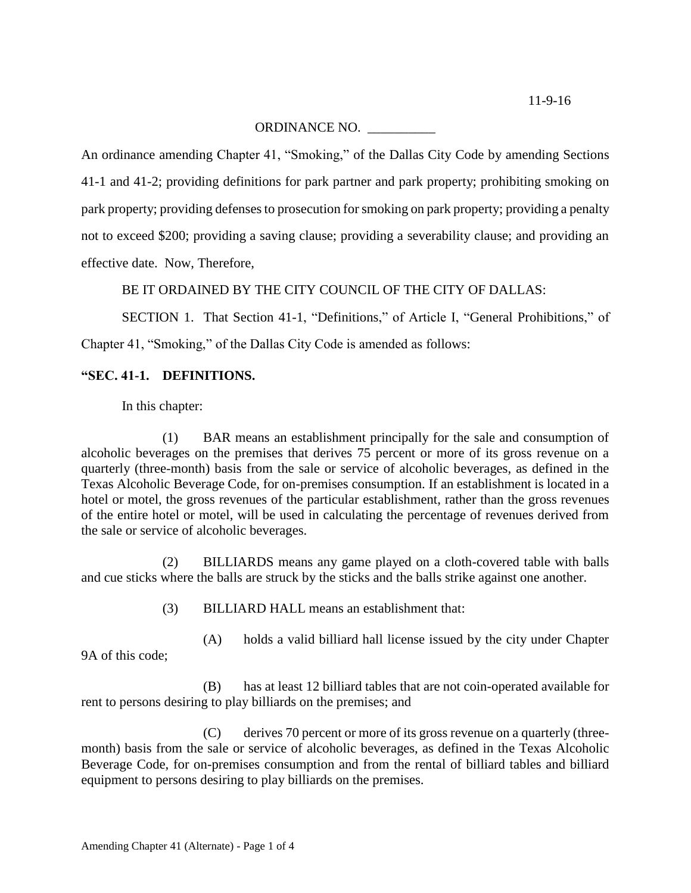11-9-16

ORDINANCE NO. __________

An ordinance amending Chapter 41, "Smoking," of the Dallas City Code by amending Sections 41-1 and 41-2; providing definitions for park partner and park property; prohibiting smoking on park property; providing defenses to prosecution for smoking on park property; providing a penalty not to exceed $200; providing a saving clause; providing a severability clause; and providing an effective date. Now, Therefore,

BE IT ORDAINED BY THE CITY COUNCIL OF THE CITY OF DALLAS:

SECTION 1. That Section 41-1, "Definitions," of Article I, "General Prohibitions," of Chapter 41, "Smoking," of the Dallas City Code is amended as follows:

**"SEC. 41-1. DEFINITIONS.**

In this chapter:

(1) BAR means an establishment principally for the sale and consumption of alcoholic beverages on the premises that derives 75 percent or more of its gross revenue on a quarterly (three-month) basis from the sale or service of alcoholic beverages, as defined in the Texas Alcoholic Beverage Code, for on-premises consumption. If an establishment is located in a hotel or motel, the gross revenues of the particular establishment, rather than the gross revenues of the entire hotel or motel, will be used in calculating the percentage of revenues derived from the sale or service of alcoholic beverages.

(2) BILLIARDS means any game played on a cloth-covered table with balls and cue sticks where the balls are struck by the sticks and the balls strike against one another.

(3) BILLIARD HALL means an establishment that:

(A) holds a valid billiard hall license issued by the city under Chapter 9A of this code;

(B) has at least 12 billiard tables that are not coin-operated available for rent to persons desiring to play billiards on the premises; and

(C) derives 70 percent or more of its gross revenue on a quarterly (three-month) basis from the sale or service of alcoholic beverages, as defined in the Texas Alcoholic Beverage Code, for on-premises consumption and from the rental of billiard tables and billiard equipment to persons desiring to play billiards on the premises.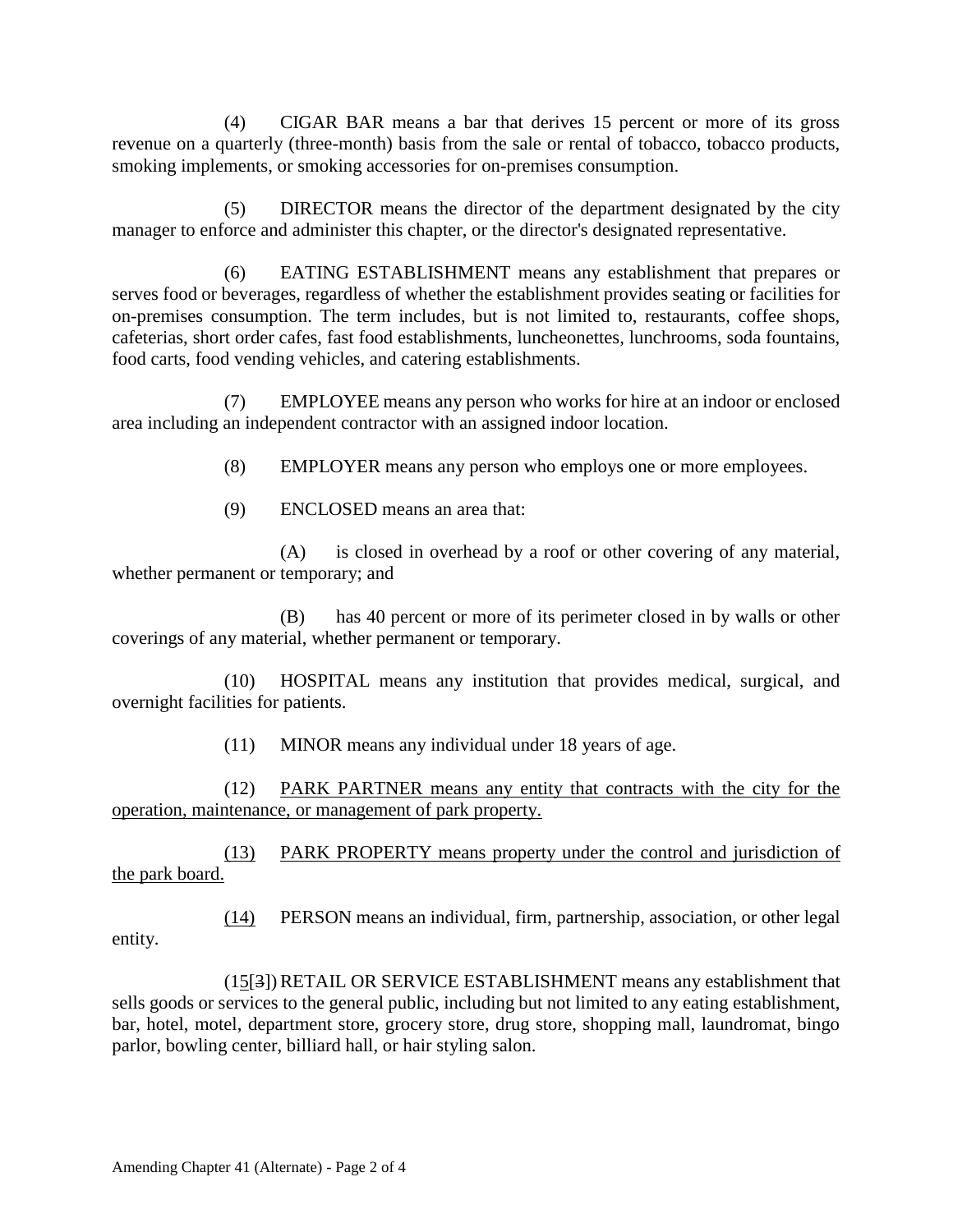(4) CIGAR BAR means a bar that derives 15 percent or more of its gross revenue on a quarterly (three-month) basis from the sale or rental of tobacco, tobacco products, smoking implements, or smoking accessories for on-premises consumption.

(5) DIRECTOR means the director of the department designated by the city manager to enforce and administer this chapter, or the director's designated representative.

(6) EATING ESTABLISHMENT means any establishment that prepares or serves food or beverages, regardless of whether the establishment provides seating or facilities for on-premises consumption. The term includes, but is not limited to, restaurants, coffee shops, cafeterias, short order cafes, fast food establishments, luncheonettes, lunchrooms, soda fountains, food carts, food vending vehicles, and catering establishments.

(7) EMPLOYEE means any person who works for hire at an indoor or enclosed area including an independent contractor with an assigned indoor location.

(8) EMPLOYER means any person who employs one or more employees.

(9) ENCLOSED means an area that:

(A) is closed in overhead by a roof or other covering of any material, whether permanent or temporary; and

(B) has 40 percent or more of its perimeter closed in by walls or other coverings of any material, whether permanent or temporary.

(10) HOSPITAL means any institution that provides medical, surgical, and overnight facilities for patients.

(11) MINOR means any individual under 18 years of age.

(12) <u>PARK PARTNER means any entity that contracts with the city for the operation, maintenance, or management of park property.</u>

<u>(13)</u> <u>PARK PROPERTY means property under the control and jurisdiction of the park board.</u>

<u>(14)</u> PERSON means an individual, firm, partnership, association, or other legal entity.

(1<u>5</u>[~~3~~]) RETAIL OR SERVICE ESTABLISHMENT means any establishment that sells goods or services to the general public, including but not limited to any eating establishment, bar, hotel, motel, department store, grocery store, drug store, shopping mall, laundromat, bingo parlor, bowling center, billiard hall, or hair styling salon.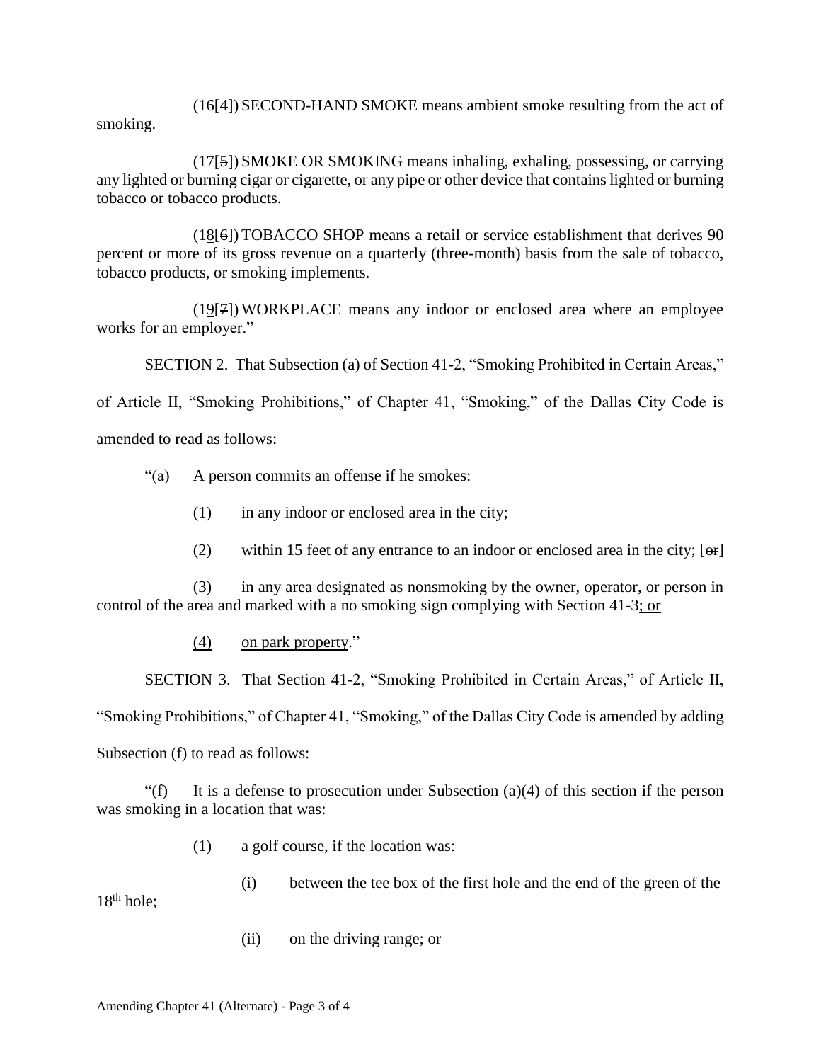(16[4]) SECOND-HAND SMOKE means ambient smoke resulting from the act of smoking.

(17[5]) SMOKE OR SMOKING means inhaling, exhaling, possessing, or carrying any lighted or burning cigar or cigarette, or any pipe or other device that contains lighted or burning tobacco or tobacco products.

(18[6]) TOBACCO SHOP means a retail or service establishment that derives 90 percent or more of its gross revenue on a quarterly (three-month) basis from the sale of tobacco, tobacco products, or smoking implements.

(19[7]) WORKPLACE means any indoor or enclosed area where an employee works for an employer."

SECTION 2. That Subsection (a) of Section 41-2, "Smoking Prohibited in Certain Areas," of Article II, "Smoking Prohibitions," of Chapter 41, "Smoking," of the Dallas City Code is amended to read as follows:

"(a) A person commits an offense if he smokes:

(1) in any indoor or enclosed area in the city;

(2) within 15 feet of any entrance to an indoor or enclosed area in the city; [or]

(3) in any area designated as nonsmoking by the owner, operator, or person in control of the area and marked with a no smoking sign complying with Section 41-3; or

(4) on park property."

SECTION 3. That Section 41-2, "Smoking Prohibited in Certain Areas," of Article II, "Smoking Prohibitions," of Chapter 41, "Smoking," of the Dallas City Code is amended by adding Subsection (f) to read as follows:

"(f) It is a defense to prosecution under Subsection (a)(4) of this section if the person was smoking in a location that was:

(1) a golf course, if the location was:

(i) between the tee box of the first hole and the end of the green of the 18th hole;

(ii) on the driving range; or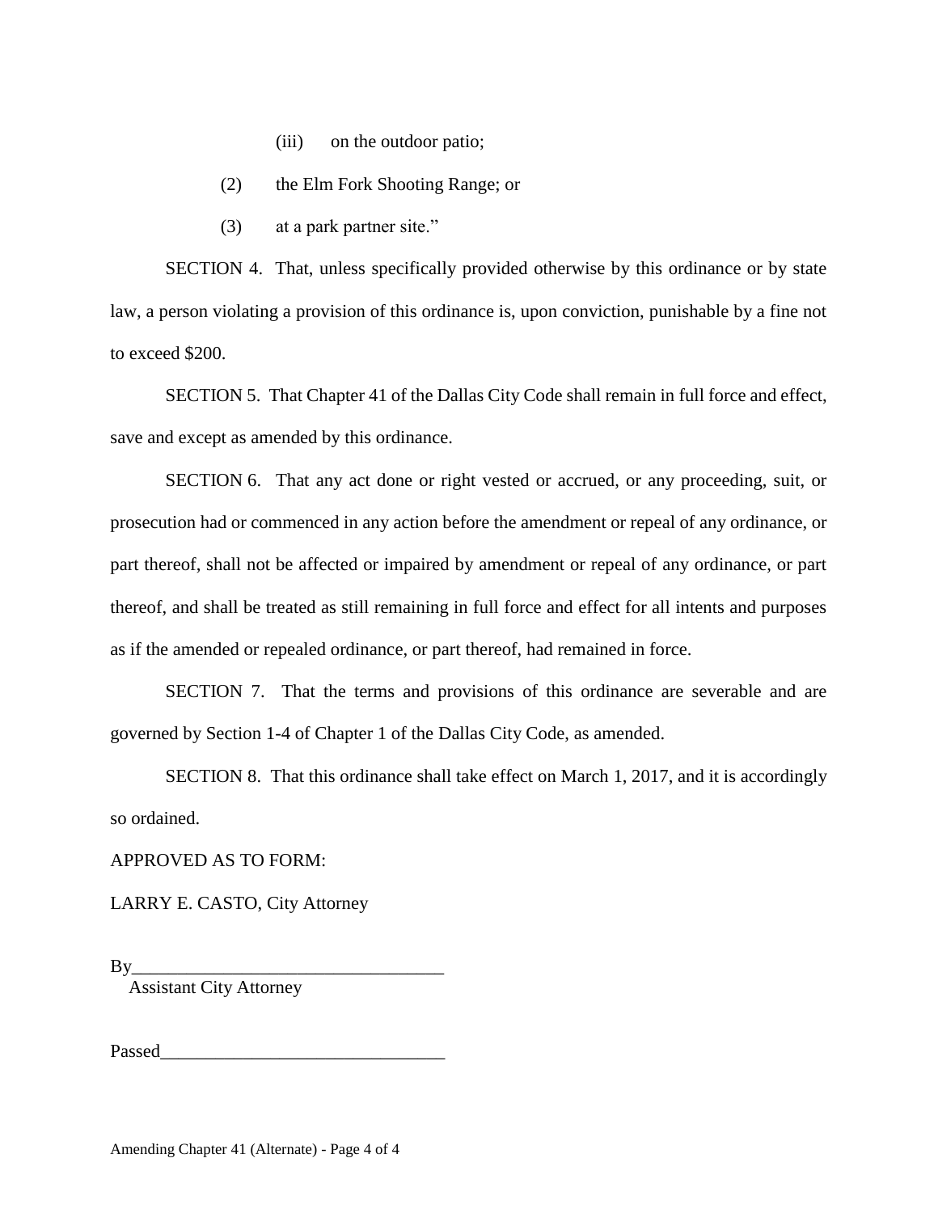(iii) on the outdoor patio;

(2) the Elm Fork Shooting Range; or

(3) at a park partner site."

SECTION 4. That, unless specifically provided otherwise by this ordinance or by state law, a person violating a provision of this ordinance is, upon conviction, punishable by a fine not to exceed $200.

SECTION 5. That Chapter 41 of the Dallas City Code shall remain in full force and effect, save and except as amended by this ordinance.

SECTION 6. That any act done or right vested or accrued, or any proceeding, suit, or prosecution had or commenced in any action before the amendment or repeal of any ordinance, or part thereof, shall not be affected or impaired by amendment or repeal of any ordinance, or part thereof, and shall be treated as still remaining in full force and effect for all intents and purposes as if the amended or repealed ordinance, or part thereof, had remained in force.

SECTION 7. That the terms and provisions of this ordinance are severable and are governed by Section 1-4 of Chapter 1 of the Dallas City Code, as amended.

SECTION 8. That this ordinance shall take effect on March 1, 2017, and it is accordingly so ordained.

APPROVED AS TO FORM:

LARRY E. CASTO, City Attorney

By__________________________________
Assistant City Attorney

Passed_______________________________